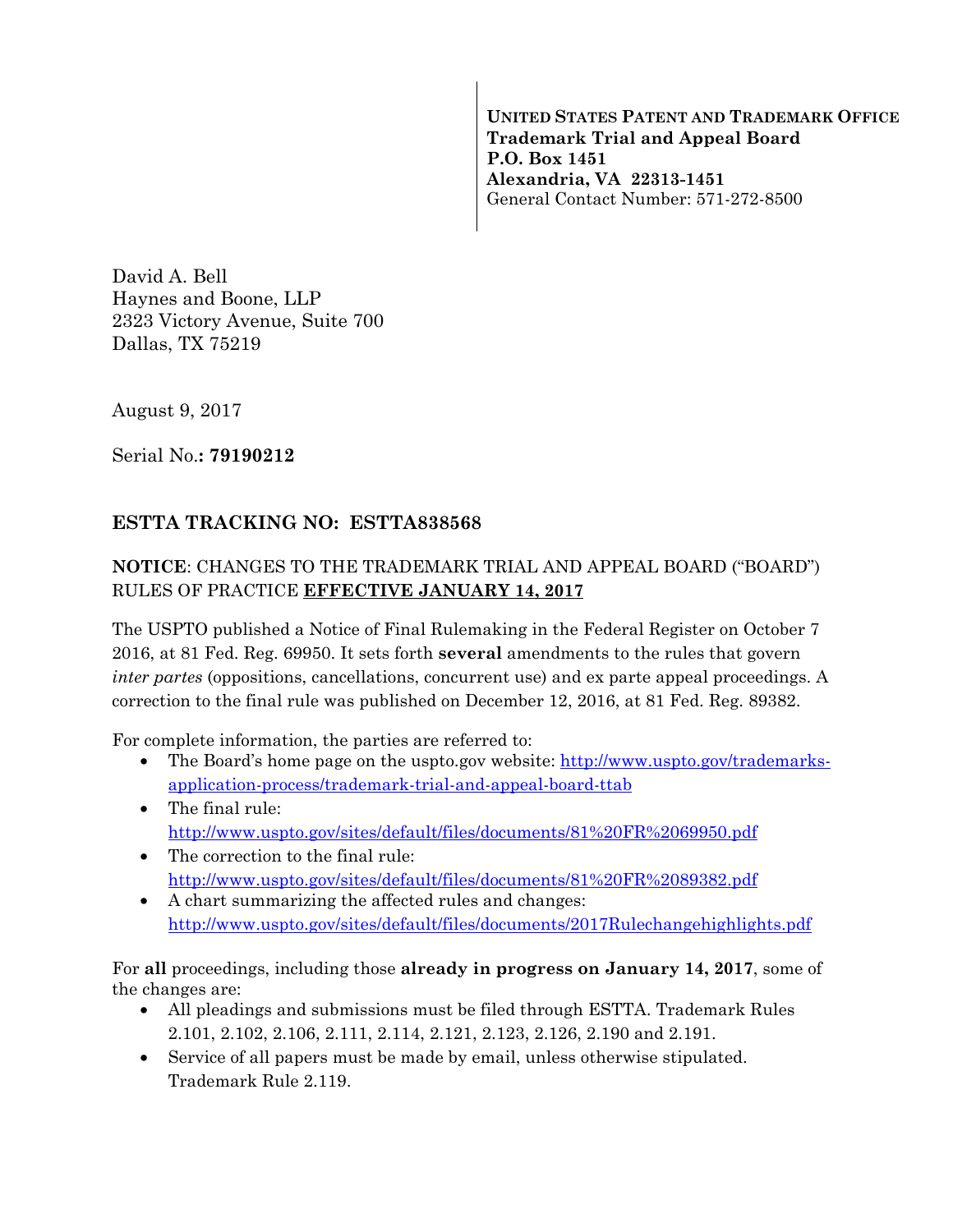**UNITED STATES PATENT AND TRADEMARK OFFICE**
**Trademark Trial and Appeal Board**
**P.O. Box 1451**
**Alexandria, VA 22313-1451**
General Contact Number: 571-272-8500

David A. Bell
Haynes and Boone, LLP
2323 Victory Avenue, Suite 700
Dallas, TX 75219

August 9, 2017

Serial No.**: 79190212**

## ESTTA TRACKING NO: ESTTA838568

**NOTICE**: CHANGES TO THE TRADEMARK TRIAL AND APPEAL BOARD ("BOARD") RULES OF PRACTICE **EFFECTIVE JANUARY 14, 2017**

The USPTO published a Notice of Final Rulemaking in the Federal Register on October 7 2016, at 81 Fed. Reg. 69950. It sets forth **several** amendments to the rules that govern *inter partes* (oppositions, cancellations, concurrent use) and ex parte appeal proceedings. A correction to the final rule was published on December 12, 2016, at 81 Fed. Reg. 89382.

For complete information, the parties are referred to:

- The Board's home page on the uspto.gov website: http://www.uspto.gov/trademarks-application-process/trademark-trial-and-appeal-board-ttab
- The final rule: http://www.uspto.gov/sites/default/files/documents/81%20FR%2069950.pdf
- The correction to the final rule: http://www.uspto.gov/sites/default/files/documents/81%20FR%2089382.pdf
- A chart summarizing the affected rules and changes: http://www.uspto.gov/sites/default/files/documents/2017Rulechangehighlights.pdf

For **all** proceedings, including those **already in progress on January 14, 2017**, some of the changes are:

- All pleadings and submissions must be filed through ESTTA. Trademark Rules 2.101, 2.102, 2.106, 2.111, 2.114, 2.121, 2.123, 2.126, 2.190 and 2.191.
- Service of all papers must be made by email, unless otherwise stipulated. Trademark Rule 2.119.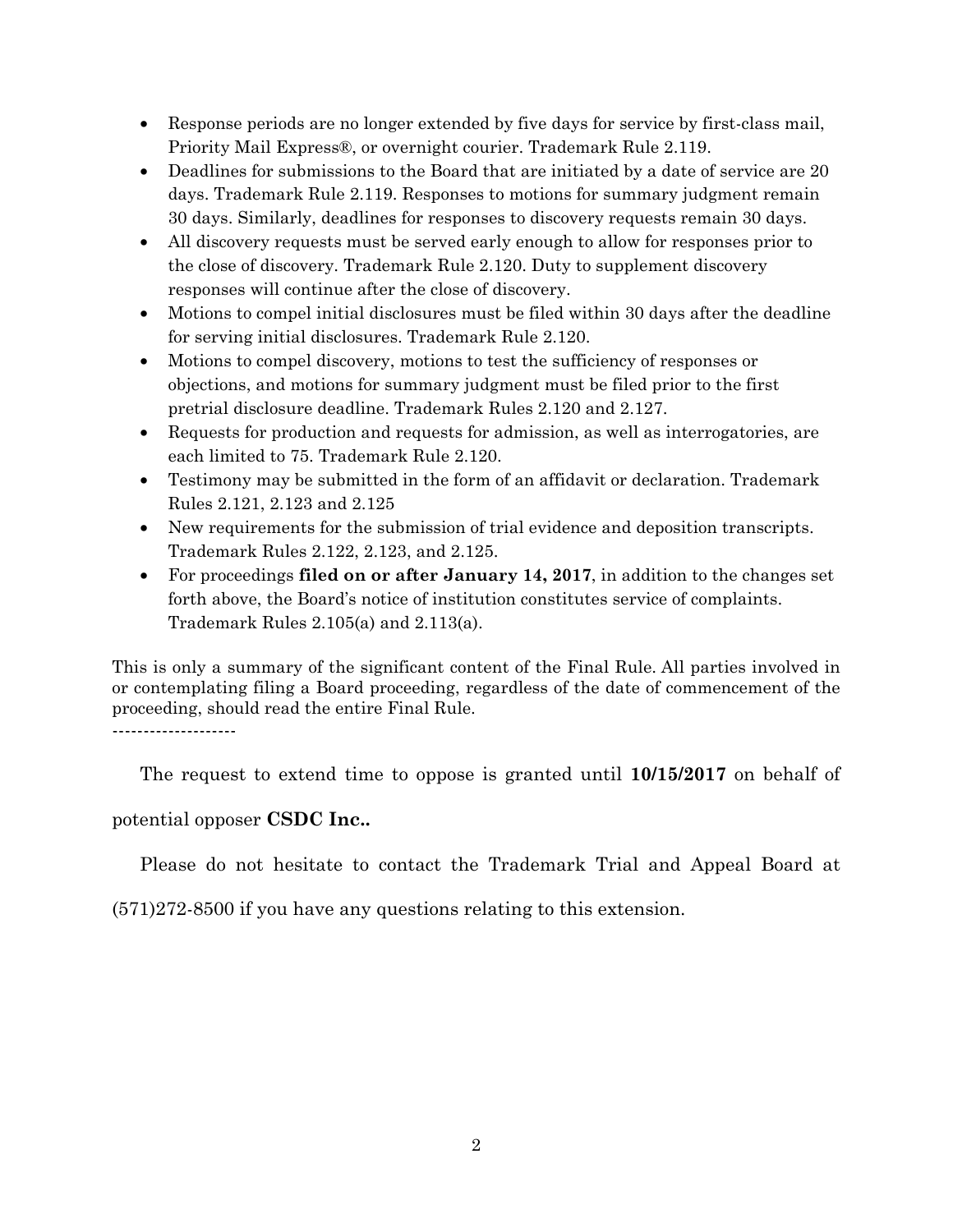- Response periods are no longer extended by five days for service by first-class mail, Priority Mail Express®, or overnight courier. Trademark Rule 2.119.
- Deadlines for submissions to the Board that are initiated by a date of service are 20 days. Trademark Rule 2.119. Responses to motions for summary judgment remain 30 days. Similarly, deadlines for responses to discovery requests remain 30 days.
- All discovery requests must be served early enough to allow for responses prior to the close of discovery. Trademark Rule 2.120. Duty to supplement discovery responses will continue after the close of discovery.
- Motions to compel initial disclosures must be filed within 30 days after the deadline for serving initial disclosures. Trademark Rule 2.120.
- Motions to compel discovery, motions to test the sufficiency of responses or objections, and motions for summary judgment must be filed prior to the first pretrial disclosure deadline. Trademark Rules 2.120 and 2.127.
- Requests for production and requests for admission, as well as interrogatories, are each limited to 75. Trademark Rule 2.120.
- Testimony may be submitted in the form of an affidavit or declaration. Trademark Rules 2.121, 2.123 and 2.125
- New requirements for the submission of trial evidence and deposition transcripts. Trademark Rules 2.122, 2.123, and 2.125.
- For proceedings **filed on or after January 14, 2017**, in addition to the changes set forth above, the Board's notice of institution constitutes service of complaints. Trademark Rules 2.105(a) and 2.113(a).

This is only a summary of the significant content of the Final Rule. All parties involved in or contemplating filing a Board proceeding, regardless of the date of commencement of the proceeding, should read the entire Final Rule.

--------------------

The request to extend time to oppose is granted until **10/15/2017** on behalf of potential opposer **CSDC Inc..**

Please do not hesitate to contact the Trademark Trial and Appeal Board at (571)272-8500 if you have any questions relating to this extension.